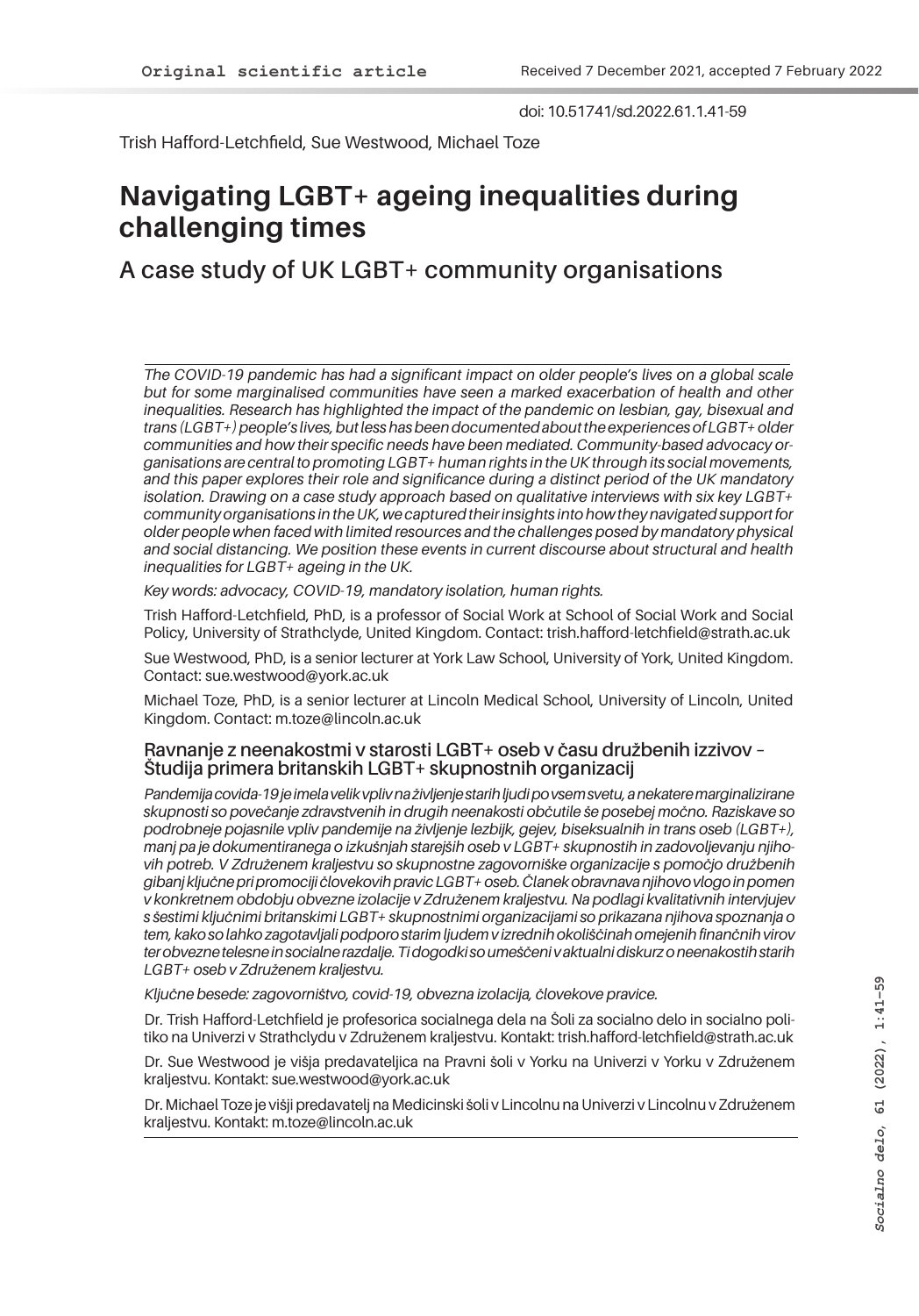Original scientific article

Received 7 December 2021, accepted 7 February 2022

doi: 10.51741/sd.2022.61.1.41-59

Trish Hafford-Letchfield, Sue Westwood, Michael Toze

# Navigating LGBT+ ageing inequalities during challenging times

## A case study of UK LGBT+ community organisations

*The COVID-19 pandemic has had a significant impact on older people's lives on a global scale but for some marginalised communities have seen a marked exacerbation of health and other inequalities. Research has highlighted the impact of the pandemic on lesbian, gay, bisexual and trans (LGBT+) people's lives, but less has been documented about the experiences of LGBT+ older communities and how their specific needs have been mediated. Community-based advocacy organisations are central to promoting LGBT+ human rights in the UK through its social movements, and this paper explores their role and significance during a distinct period of the UK mandatory isolation. Drawing on a case study approach based on qualitative interviews with six key LGBT+ community organisations in the UK, we captured their insights into how they navigated support for older people when faced with limited resources and the challenges posed by mandatory physical and social distancing. We position these events in current discourse about structural and health inequalities for LGBT+ ageing in the UK.*

*Key words: advocacy, COVID-19, mandatory isolation, human rights.*

Trish Hafford-Letchfield, PhD, is a professor of Social Work at School of Social Work and Social Policy, University of Strathclyde, United Kingdom. Contact: trish.hafford-letchfield@strath.ac.uk

Sue Westwood, PhD, is a senior lecturer at York Law School, University of York, United Kingdom. Contact: sue.westwood@york.ac.uk

Michael Toze, PhD, is a senior lecturer at Lincoln Medical School, University of Lincoln, United Kingdom. Contact: m.toze@lincoln.ac.uk

### Ravnanje z neenakostmi v starosti LGBT+ oseb v času družbenih izzivov – Študija primera britanskih LGBT+ skupnostnih organizacij

*Pandemija covida-19 je imela velik vpliv na življenje starih ljudi po vsem svetu, a nekatere marginalizirane skupnosti so povečanje zdravstvenih in drugih neenakosti občutile še posebej močno. Raziskave so podrobneje pojasnile vpliv pandemije na življenje lezbijk, gejev, biseksualnih in trans oseb (LGBT+), manj pa je dokumentiranega o izkušnjah starejših oseb v LGBT+ skupnostih in zadovoljevanju njihovih potreb. V Združenem kraljestvu so skupnostne zagovorniške organizacije s pomočjo družbenih gibanj ključne pri promociji človekovih pravic LGBT+ oseb. Članek obravnava njihovo vlogo in pomen v konkretnem obdobju obvezne izolacije v Združenem kraljestvu. Na podlagi kvalitativnih intervjujev s šestimi ključnimi britanskimi LGBT+ skupnostnimi organizacijami so prikazana njihova spoznanja o tem, kako so lahko zagotavljali podporo starim ljudem v izrednih okoliščinah omejenih finančnih virov ter obvezne telesne in socialne razdalje. Ti dogodki so umeščeni v aktualni diskurz o neenakostih starih LGBT+ oseb v Združenem kraljestvu.*

*Ključne besede: zagovorništvo, covid-19, obvezna izolacija, človekove pravice.*

Dr. Trish Hafford-Letchfield je profesorica socialnega dela na Šoli za socialno delo in socialno politiko na Univerzi v Strathclydu v Združenem kraljestvu. Kontakt: trish.hafford-letchfield@strath.ac.uk

Dr. Sue Westwood je višja predavateljica na Pravni šoli v Yorku na Univerzi v Yorku v Združenem kraljestvu. Kontakt: sue.westwood@york.ac.uk

Dr. Michael Toze je višji predavatelj na Medicinski šoli v Lincolnu na Univerzi v Lincolnu v Združenem kraljestvu. Kontakt: m.toze@lincoln.ac.uk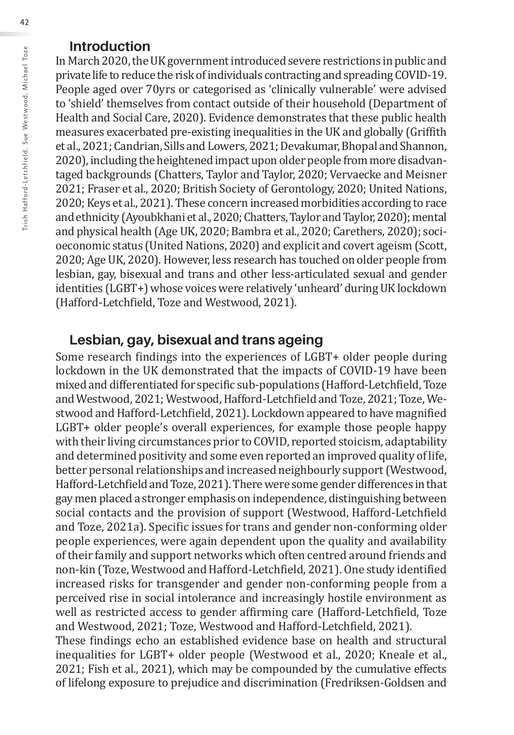## Introduction

In March 2020, the UK government introduced severe restrictions in public and private life to reduce the risk of individuals contracting and spreading COVID-19. People aged over 70yrs or categorised as 'clinically vulnerable' were advised to 'shield' themselves from contact outside of their household (Department of Health and Social Care, 2020). Evidence demonstrates that these public health measures exacerbated pre-existing inequalities in the UK and globally (Griffith et al., 2021; Candrian, Sills and Lowers, 2021; Devakumar, Bhopal and Shannon, 2020), including the heightened impact upon older people from more disadvantaged backgrounds (Chatters, Taylor and Taylor, 2020; Vervaecke and Meisner 2021; Fraser et al., 2020; British Society of Gerontology, 2020; United Nations, 2020; Keys et al., 2021). These concern increased morbidities according to race and ethnicity (Ayoubkhani et al., 2020; Chatters, Taylor and Taylor, 2020); mental and physical health (Age UK, 2020; Bambra et al., 2020; Carethers, 2020); socioeconomic status (United Nations, 2020) and explicit and covert ageism (Scott, 2020; Age UK, 2020). However, less research has touched on older people from lesbian, gay, bisexual and trans and other less-articulated sexual and gender identities (LGBT+) whose voices were relatively 'unheard' during UK lockdown (Hafford-Letchfield, Toze and Westwood, 2021).

## Lesbian, gay, bisexual and trans ageing

Some research findings into the experiences of LGBT+ older people during lockdown in the UK demonstrated that the impacts of COVID-19 have been mixed and differentiated for specific sub-populations (Hafford-Letchfield, Toze and Westwood, 2021; Westwood, Hafford-Letchfield and Toze, 2021; Toze, Westwood and Hafford-Letchfield, 2021). Lockdown appeared to have magnified LGBT+ older people's overall experiences, for example those people happy with their living circumstances prior to COVID, reported stoicism, adaptability and determined positivity and some even reported an improved quality of life, better personal relationships and increased neighbourly support (Westwood, Hafford-Letchfield and Toze, 2021). There were some gender differences in that gay men placed a stronger emphasis on independence, distinguishing between social contacts and the provision of support (Westwood, Hafford-Letchfield and Toze, 2021a). Specific issues for trans and gender non-conforming older people experiences, were again dependent upon the quality and availability of their family and support networks which often centred around friends and non-kin (Toze, Westwood and Hafford-Letchfield, 2021). One study identified increased risks for transgender and gender non-conforming people from a perceived rise in social intolerance and increasingly hostile environment as well as restricted access to gender affirming care (Hafford-Letchfield, Toze and Westwood, 2021; Toze, Westwood and Hafford-Letchfield, 2021).

These findings echo an established evidence base on health and structural inequalities for LGBT+ older people (Westwood et al., 2020; Kneale et al., 2021; Fish et al., 2021), which may be compounded by the cumulative effects of lifelong exposure to prejudice and discrimination (Fredriksen-Goldsen and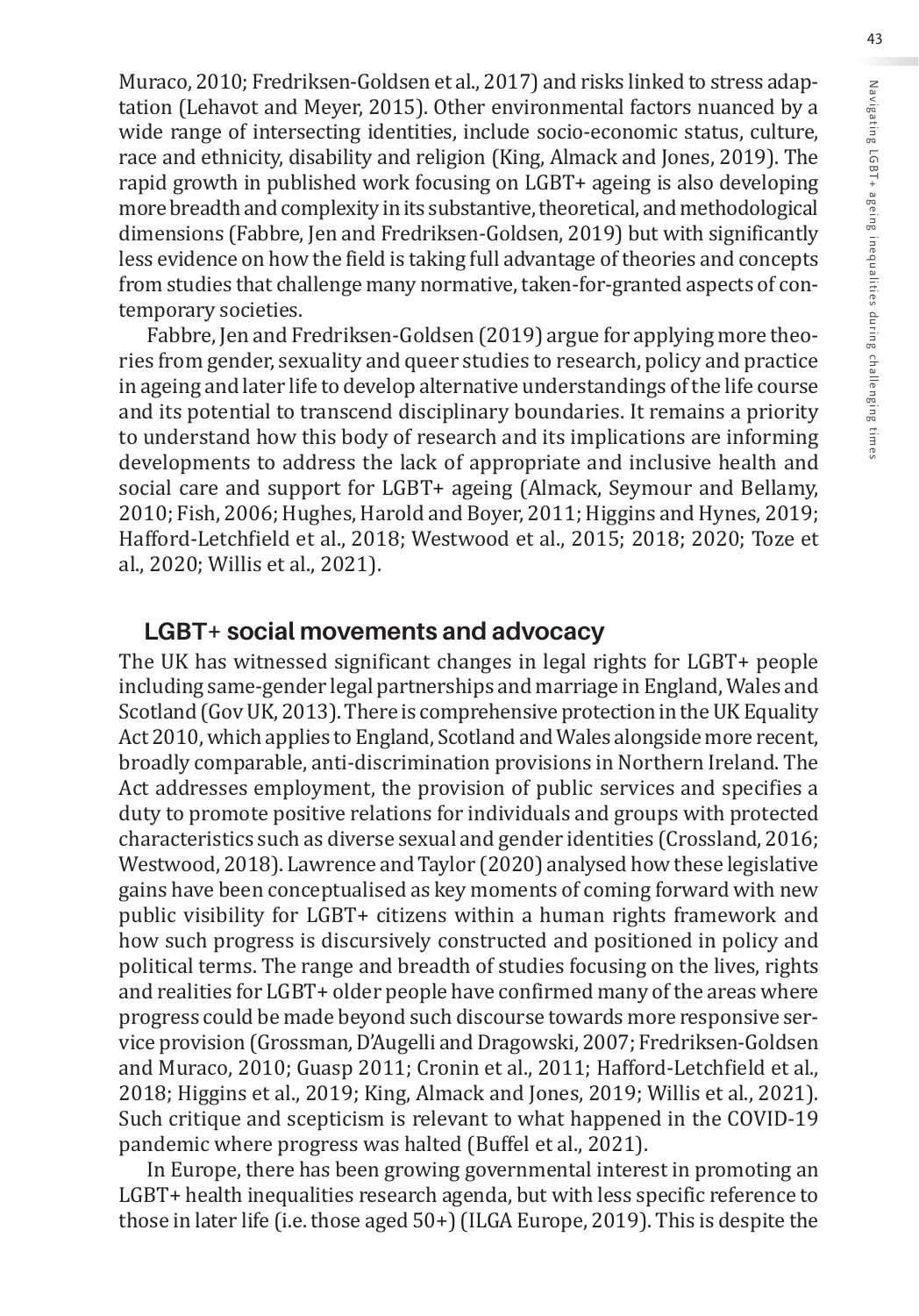Muraco, 2010; Fredriksen-Goldsen et al., 2017) and risks linked to stress adaptation (Lehavot and Meyer, 2015). Other environmental factors nuanced by a wide range of intersecting identities, include socio-economic status, culture, race and ethnicity, disability and religion (King, Almack and Jones, 2019). The rapid growth in published work focusing on LGBT+ ageing is also developing more breadth and complexity in its substantive, theoretical, and methodological dimensions (Fabbre, Jen and Fredriksen-Goldsen, 2019) but with significantly less evidence on how the field is taking full advantage of theories and concepts from studies that challenge many normative, taken-for-granted aspects of contemporary societies.

Fabbre, Jen and Fredriksen-Goldsen (2019) argue for applying more theories from gender, sexuality and queer studies to research, policy and practice in ageing and later life to develop alternative understandings of the life course and its potential to transcend disciplinary boundaries. It remains a priority to understand how this body of research and its implications are informing developments to address the lack of appropriate and inclusive health and social care and support for LGBT+ ageing (Almack, Seymour and Bellamy, 2010; Fish, 2006; Hughes, Harold and Boyer, 2011; Higgins and Hynes, 2019; Hafford-Letchfield et al., 2018; Westwood et al., 2015; 2018; 2020; Toze et al., 2020; Willis et al., 2021).

## LGBT+ social movements and advocacy

The UK has witnessed significant changes in legal rights for LGBT+ people including same-gender legal partnerships and marriage in England, Wales and Scotland (Gov UK, 2013). There is comprehensive protection in the UK Equality Act 2010, which applies to England, Scotland and Wales alongside more recent, broadly comparable, anti-discrimination provisions in Northern Ireland. The Act addresses employment, the provision of public services and specifies a duty to promote positive relations for individuals and groups with protected characteristics such as diverse sexual and gender identities (Crossland, 2016; Westwood, 2018). Lawrence and Taylor (2020) analysed how these legislative gains have been conceptualised as key moments of coming forward with new public visibility for LGBT+ citizens within a human rights framework and how such progress is discursively constructed and positioned in policy and political terms. The range and breadth of studies focusing on the lives, rights and realities for LGBT+ older people have confirmed many of the areas where progress could be made beyond such discourse towards more responsive service provision (Grossman, D'Augelli and Dragowski, 2007; Fredriksen-Goldsen and Muraco, 2010; Guasp 2011; Cronin et al., 2011; Hafford-Letchfield et al., 2018; Higgins et al., 2019; King, Almack and Jones, 2019; Willis et al., 2021). Such critique and scepticism is relevant to what happened in the COVID-19 pandemic where progress was halted (Buffel et al., 2021).

In Europe, there has been growing governmental interest in promoting an LGBT+ health inequalities research agenda, but with less specific reference to those in later life (i.e. those aged 50+) (ILGA Europe, 2019). This is despite the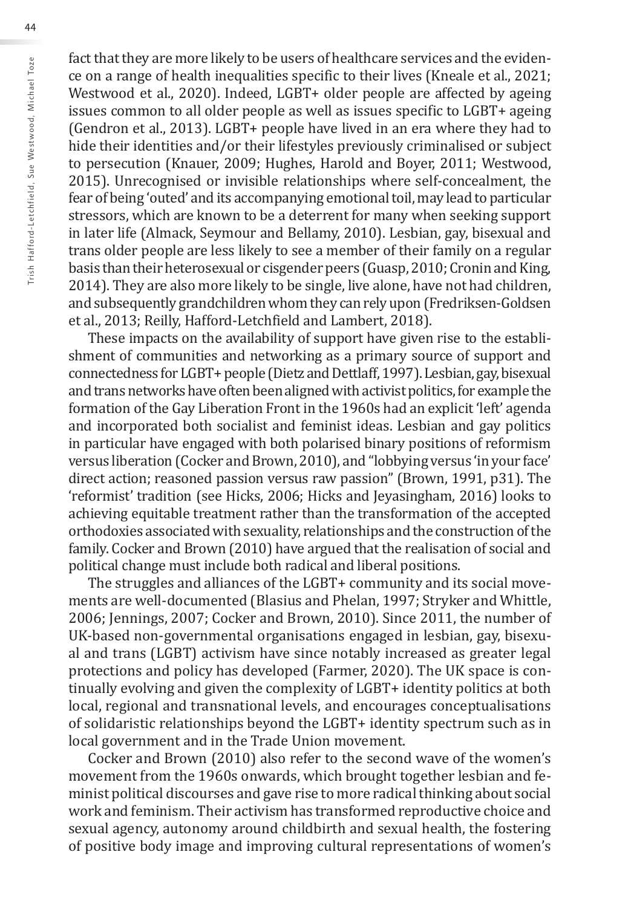fact that they are more likely to be users of healthcare services and the evidence on a range of health inequalities specific to their lives (Kneale et al., 2021; Westwood et al., 2020). Indeed, LGBT+ older people are affected by ageing issues common to all older people as well as issues specific to LGBT+ ageing (Gendron et al., 2013). LGBT+ people have lived in an era where they had to hide their identities and/or their lifestyles previously criminalised or subject to persecution (Knauer, 2009; Hughes, Harold and Boyer, 2011; Westwood, 2015). Unrecognised or invisible relationships where self-concealment, the fear of being 'outed' and its accompanying emotional toil, may lead to particular stressors, which are known to be a deterrent for many when seeking support in later life (Almack, Seymour and Bellamy, 2010). Lesbian, gay, bisexual and trans older people are less likely to see a member of their family on a regular basis than their heterosexual or cisgender peers (Guasp, 2010; Cronin and King, 2014). They are also more likely to be single, live alone, have not had children, and subsequently grandchildren whom they can rely upon (Fredriksen-Goldsen et al., 2013; Reilly, Hafford-Letchfield and Lambert, 2018).

These impacts on the availability of support have given rise to the establishment of communities and networking as a primary source of support and connectedness for LGBT+ people (Dietz and Dettlaff, 1997). Lesbian, gay, bisexual and trans networks have often been aligned with activist politics, for example the formation of the Gay Liberation Front in the 1960s had an explicit 'left' agenda and incorporated both socialist and feminist ideas. Lesbian and gay politics in particular have engaged with both polarised binary positions of reformism versus liberation (Cocker and Brown, 2010), and "lobbying versus 'in your face' direct action; reasoned passion versus raw passion" (Brown, 1991, p31). The 'reformist' tradition (see Hicks, 2006; Hicks and Jeyasingham, 2016) looks to achieving equitable treatment rather than the transformation of the accepted orthodoxies associated with sexuality, relationships and the construction of the family. Cocker and Brown (2010) have argued that the realisation of social and political change must include both radical and liberal positions.

The struggles and alliances of the LGBT+ community and its social movements are well-documented (Blasius and Phelan, 1997; Stryker and Whittle, 2006; Jennings, 2007; Cocker and Brown, 2010). Since 2011, the number of UK-based non-governmental organisations engaged in lesbian, gay, bisexual and trans (LGBT) activism have since notably increased as greater legal protections and policy has developed (Farmer, 2020). The UK space is continually evolving and given the complexity of LGBT+ identity politics at both local, regional and transnational levels, and encourages conceptualisations of solidaristic relationships beyond the LGBT+ identity spectrum such as in local government and in the Trade Union movement.

Cocker and Brown (2010) also refer to the second wave of the women's movement from the 1960s onwards, which brought together lesbian and feminist political discourses and gave rise to more radical thinking about social work and feminism. Their activism has transformed reproductive choice and sexual agency, autonomy around childbirth and sexual health, the fostering of positive body image and improving cultural representations of women's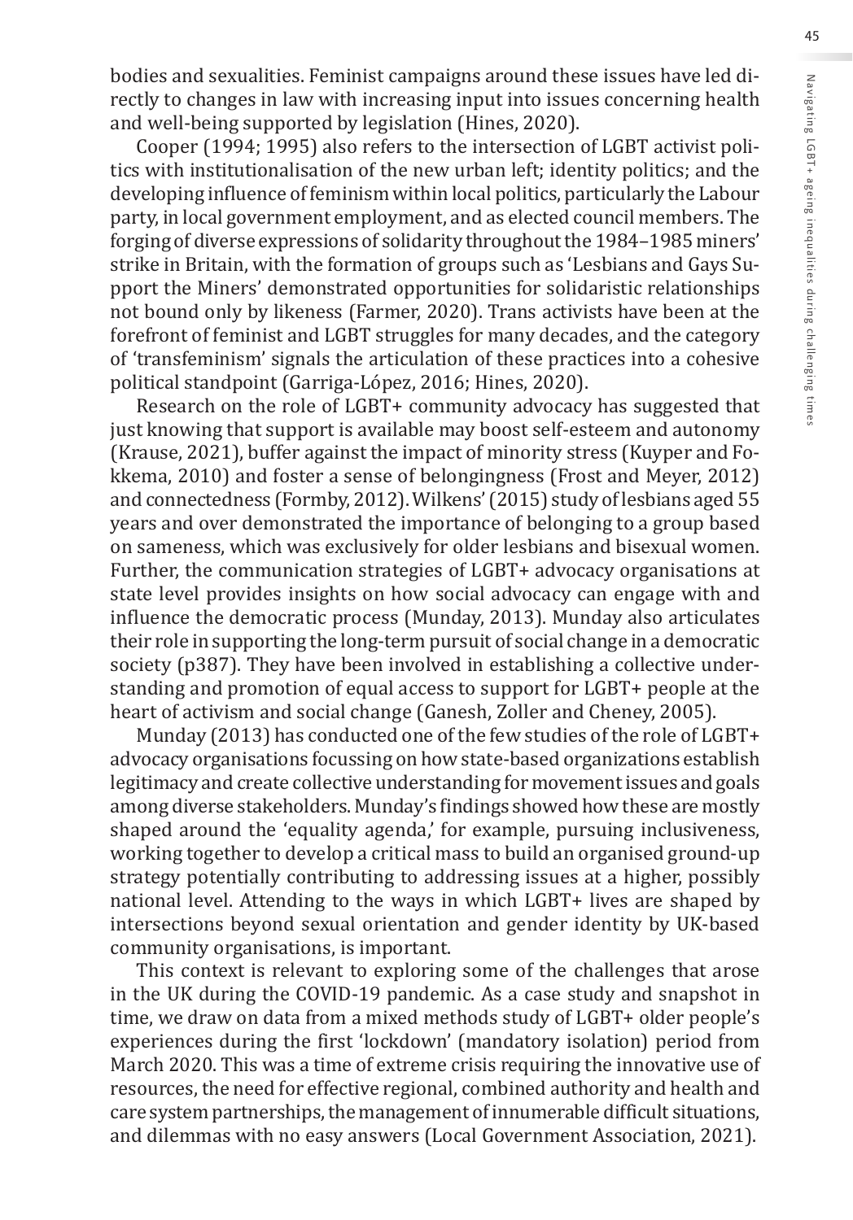bodies and sexualities. Feminist campaigns around these issues have led directly to changes in law with increasing input into issues concerning health and well-being supported by legislation (Hines, 2020).

Cooper (1994; 1995) also refers to the intersection of LGBT activist politics with institutionalisation of the new urban left; identity politics; and the developing influence of feminism within local politics, particularly the Labour party, in local government employment, and as elected council members. The forging of diverse expressions of solidarity throughout the 1984–1985 miners' strike in Britain, with the formation of groups such as 'Lesbians and Gays Support the Miners' demonstrated opportunities for solidaristic relationships not bound only by likeness (Farmer, 2020). Trans activists have been at the forefront of feminist and LGBT struggles for many decades, and the category of 'transfeminism' signals the articulation of these practices into a cohesive political standpoint (Garriga-López, 2016; Hines, 2020).

Research on the role of LGBT+ community advocacy has suggested that just knowing that support is available may boost self-esteem and autonomy (Krause, 2021), buffer against the impact of minority stress (Kuyper and Fokkema, 2010) and foster a sense of belongingness (Frost and Meyer, 2012) and connectedness (Formby, 2012). Wilkens' (2015) study of lesbians aged 55 years and over demonstrated the importance of belonging to a group based on sameness, which was exclusively for older lesbians and bisexual women. Further, the communication strategies of LGBT+ advocacy organisations at state level provides insights on how social advocacy can engage with and influence the democratic process (Munday, 2013). Munday also articulates their role in supporting the long-term pursuit of social change in a democratic society (p387). They have been involved in establishing a collective understanding and promotion of equal access to support for LGBT+ people at the heart of activism and social change (Ganesh, Zoller and Cheney, 2005).

Munday (2013) has conducted one of the few studies of the role of LGBT+ advocacy organisations focussing on how state-based organizations establish legitimacy and create collective understanding for movement issues and goals among diverse stakeholders. Munday's findings showed how these are mostly shaped around the 'equality agenda,' for example, pursuing inclusiveness, working together to develop a critical mass to build an organised ground-up strategy potentially contributing to addressing issues at a higher, possibly national level. Attending to the ways in which LGBT+ lives are shaped by intersections beyond sexual orientation and gender identity by UK-based community organisations, is important.

This context is relevant to exploring some of the challenges that arose in the UK during the COVID-19 pandemic. As a case study and snapshot in time, we draw on data from a mixed methods study of LGBT+ older people's experiences during the first 'lockdown' (mandatory isolation) period from March 2020. This was a time of extreme crisis requiring the innovative use of resources, the need for effective regional, combined authority and health and care system partnerships, the management of innumerable difficult situations, and dilemmas with no easy answers (Local Government Association, 2021).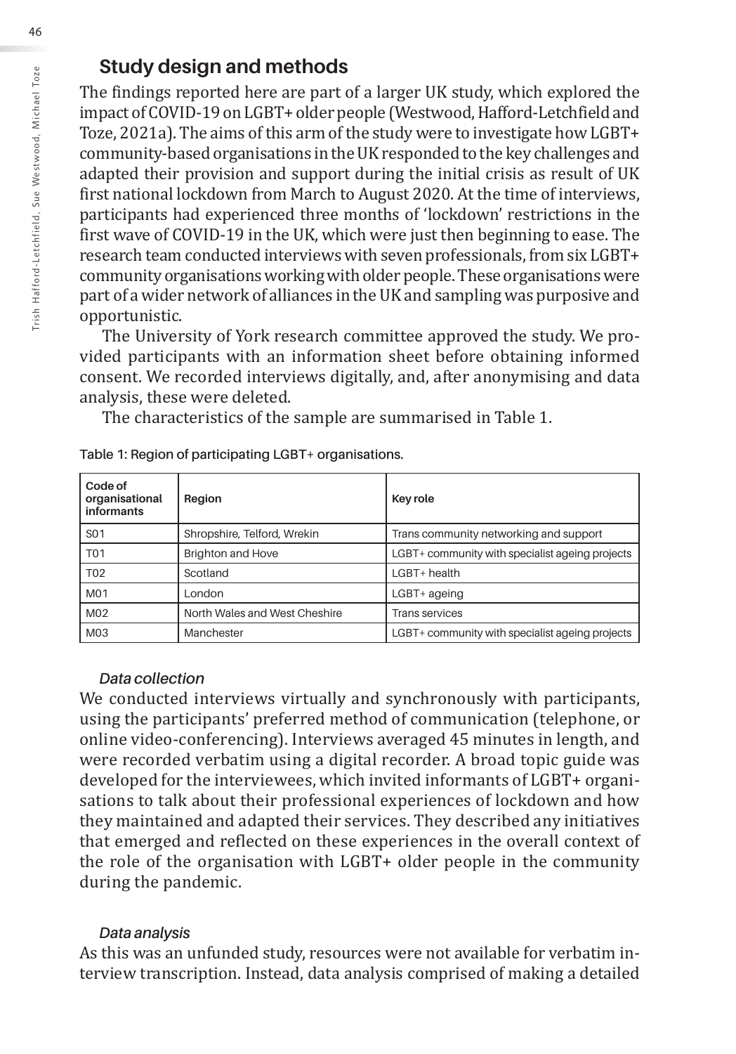## Study design and methods

The findings reported here are part of a larger UK study, which explored the impact of COVID-19 on LGBT+ older people (Westwood, Hafford-Letchfield and Toze, 2021a). The aims of this arm of the study were to investigate how LGBT+ community-based organisations in the UK responded to the key challenges and adapted their provision and support during the initial crisis as result of UK first national lockdown from March to August 2020. At the time of interviews, participants had experienced three months of 'lockdown' restrictions in the first wave of COVID-19 in the UK, which were just then beginning to ease. The research team conducted interviews with seven professionals, from six LGBT+ community organisations working with older people. These organisations were part of a wider network of alliances in the UK and sampling was purposive and opportunistic.

The University of York research committee approved the study. We provided participants with an information sheet before obtaining informed consent. We recorded interviews digitally, and, after anonymising and data analysis, these were deleted.

The characteristics of the sample are summarised in Table 1.

Table 1: Region of participating LGBT+ organisations.

| Code of organisational informants | Region | Key role |
| --- | --- | --- |
| S01 | Shropshire, Telford, Wrekin | Trans community networking and support |
| T01 | Brighton and Hove | LGBT+ community with specialist ageing projects |
| T02 | Scotland | LGBT+ health |
| M01 | London | LGBT+ ageing |
| M02 | North Wales and West Cheshire | Trans services |
| M03 | Manchester | LGBT+ community with specialist ageing projects |

### *Data collection*

We conducted interviews virtually and synchronously with participants, using the participants' preferred method of communication (telephone, or online video-conferencing). Interviews averaged 45 minutes in length, and were recorded verbatim using a digital recorder. A broad topic guide was developed for the interviewees, which invited informants of LGBT+ organisations to talk about their professional experiences of lockdown and how they maintained and adapted their services. They described any initiatives that emerged and reflected on these experiences in the overall context of the role of the organisation with LGBT+ older people in the community during the pandemic.

### *Data analysis*

As this was an unfunded study, resources were not available for verbatim interview transcription. Instead, data analysis comprised of making a detailed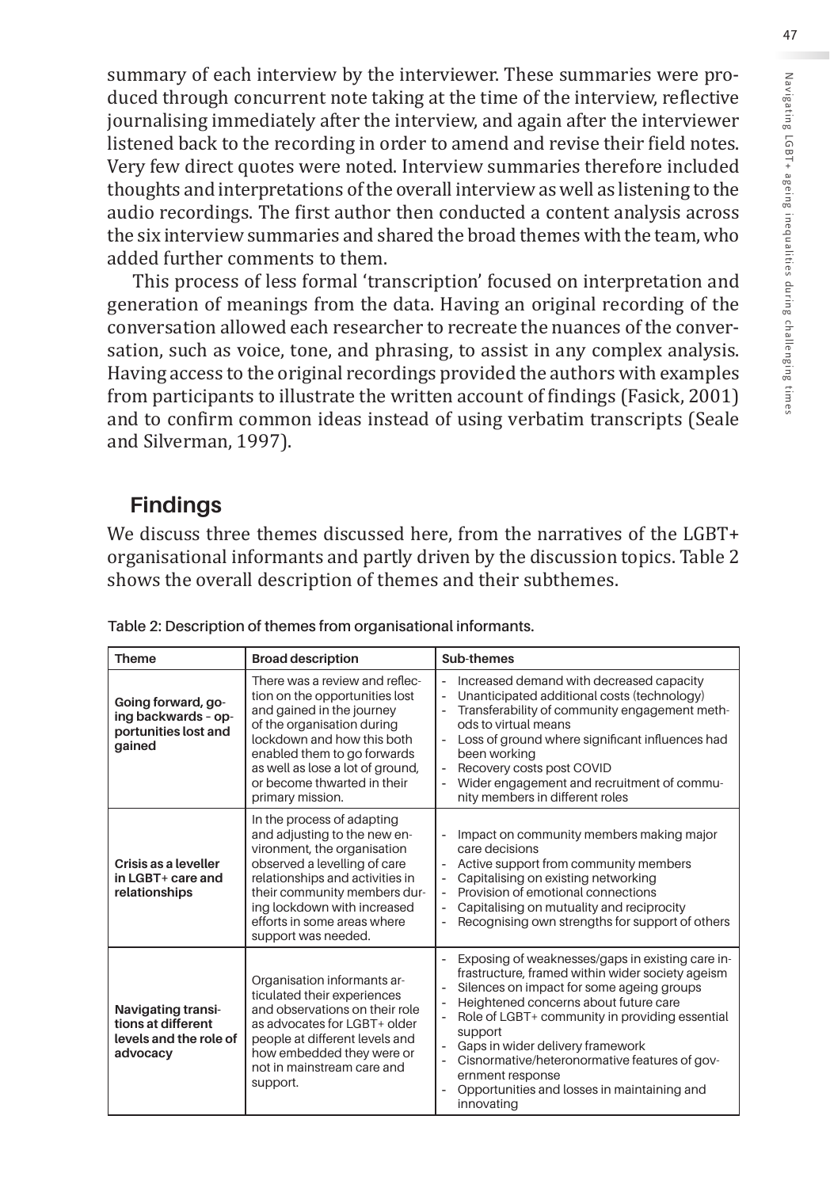summary of each interview by the interviewer. These summaries were produced through concurrent note taking at the time of the interview, reflective journalising immediately after the interview, and again after the interviewer listened back to the recording in order to amend and revise their field notes. Very few direct quotes were noted. Interview summaries therefore included thoughts and interpretations of the overall interview as well as listening to the audio recordings. The first author then conducted a content analysis across the six interview summaries and shared the broad themes with the team, who added further comments to them.

This process of less formal 'transcription' focused on interpretation and generation of meanings from the data. Having an original recording of the conversation allowed each researcher to recreate the nuances of the conversation, such as voice, tone, and phrasing, to assist in any complex analysis. Having access to the original recordings provided the authors with examples from participants to illustrate the written account of findings (Fasick, 2001) and to confirm common ideas instead of using verbatim transcripts (Seale and Silverman, 1997).

## Findings

We discuss three themes discussed here, from the narratives of the LGBT+ organisational informants and partly driven by the discussion topics. Table 2 shows the overall description of themes and their subthemes.

Table 2: Description of themes from organisational informants.

| Theme | Broad description | Sub-themes |
|---|---|---|
| **Going forward, going backwards – opportunities lost and gained** | There was a review and reflection on the opportunities lost and gained in the journey of the organisation during lockdown and how this both enabled them to go forwards as well as lose a lot of ground, or become thwarted in their primary mission. | - Increased demand with decreased capacity<br>- Unanticipated additional costs (technology)<br>- Transferability of community engagement methods to virtual means<br>- Loss of ground where significant influences had been working<br>- Recovery costs post COVID<br>- Wider engagement and recruitment of community members in different roles |
| **Crisis as a leveller in LGBT+ care and relationships** | In the process of adapting and adjusting to the new environment, the organisation observed a levelling of care relationships and activities in their community members during lockdown with increased efforts in some areas where support was needed. | - Impact on community members making major care decisions<br>- Active support from community members<br>- Capitalising on existing networking<br>- Provision of emotional connections<br>- Capitalising on mutuality and reciprocity<br>- Recognising own strengths for support of others |
| **Navigating transitions at different levels and the role of advocacy** | Organisation informants articulated their experiences and observations on their role as advocates for LGBT+ older people at different levels and how embedded they were or not in mainstream care and support. | - Exposing of weaknesses/gaps in existing care infrastructure, framed within wider society ageism<br>- Silences on impact for some ageing groups<br>- Heightened concerns about future care<br>- Role of LGBT+ community in providing essential support<br>- Gaps in wider delivery framework<br>- Cisnormative/heteronormative features of government response<br>- Opportunities and losses in maintaining and innovating |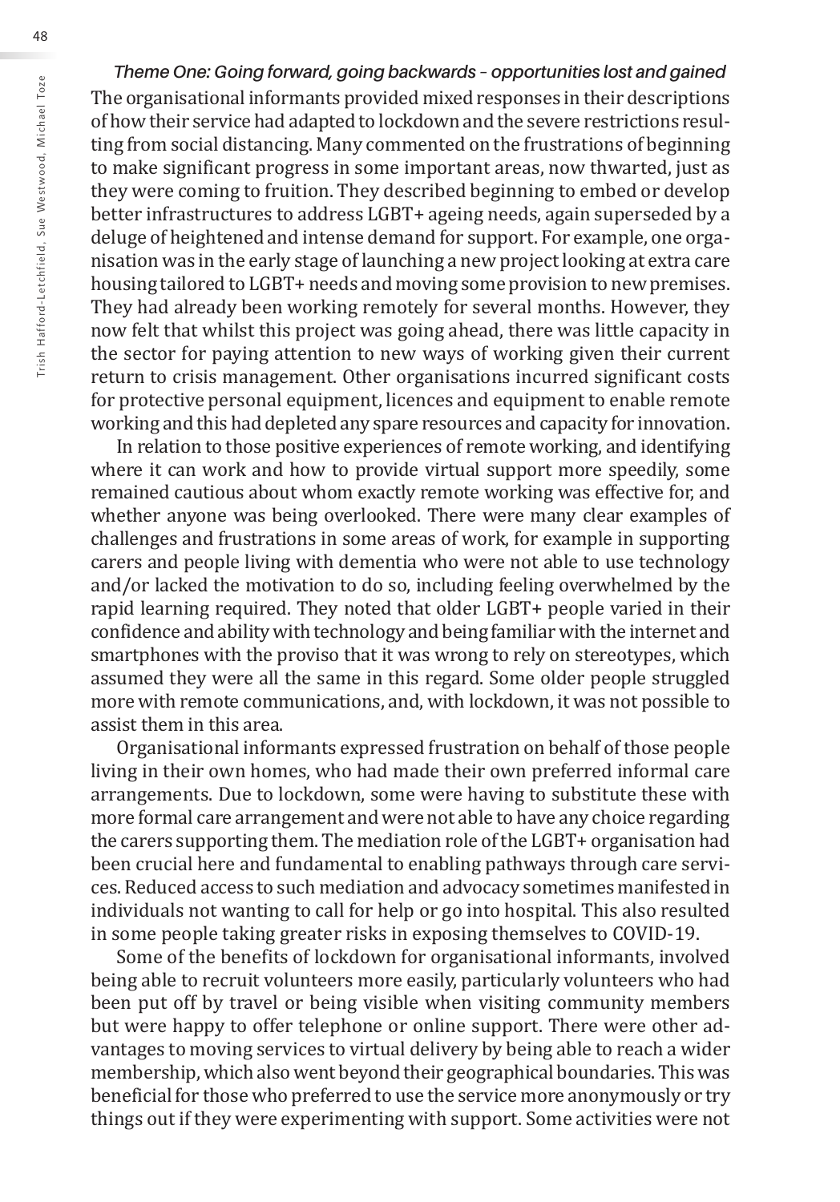*Theme One: Going forward, going backwards – opportunities lost and gained*

The organisational informants provided mixed responses in their descriptions of how their service had adapted to lockdown and the severe restrictions resulting from social distancing. Many commented on the frustrations of beginning to make significant progress in some important areas, now thwarted, just as they were coming to fruition. They described beginning to embed or develop better infrastructures to address LGBT+ ageing needs, again superseded by a deluge of heightened and intense demand for support. For example, one organisation was in the early stage of launching a new project looking at extra care housing tailored to LGBT+ needs and moving some provision to new premises. They had already been working remotely for several months. However, they now felt that whilst this project was going ahead, there was little capacity in the sector for paying attention to new ways of working given their current return to crisis management. Other organisations incurred significant costs for protective personal equipment, licences and equipment to enable remote working and this had depleted any spare resources and capacity for innovation.

In relation to those positive experiences of remote working, and identifying where it can work and how to provide virtual support more speedily, some remained cautious about whom exactly remote working was effective for, and whether anyone was being overlooked. There were many clear examples of challenges and frustrations in some areas of work, for example in supporting carers and people living with dementia who were not able to use technology and/or lacked the motivation to do so, including feeling overwhelmed by the rapid learning required. They noted that older LGBT+ people varied in their confidence and ability with technology and being familiar with the internet and smartphones with the proviso that it was wrong to rely on stereotypes, which assumed they were all the same in this regard. Some older people struggled more with remote communications, and, with lockdown, it was not possible to assist them in this area.

Organisational informants expressed frustration on behalf of those people living in their own homes, who had made their own preferred informal care arrangements. Due to lockdown, some were having to substitute these with more formal care arrangement and were not able to have any choice regarding the carers supporting them. The mediation role of the LGBT+ organisation had been crucial here and fundamental to enabling pathways through care services. Reduced access to such mediation and advocacy sometimes manifested in individuals not wanting to call for help or go into hospital. This also resulted in some people taking greater risks in exposing themselves to COVID-19.

Some of the benefits of lockdown for organisational informants, involved being able to recruit volunteers more easily, particularly volunteers who had been put off by travel or being visible when visiting community members but were happy to offer telephone or online support. There were other advantages to moving services to virtual delivery by being able to reach a wider membership, which also went beyond their geographical boundaries. This was beneficial for those who preferred to use the service more anonymously or try things out if they were experimenting with support. Some activities were not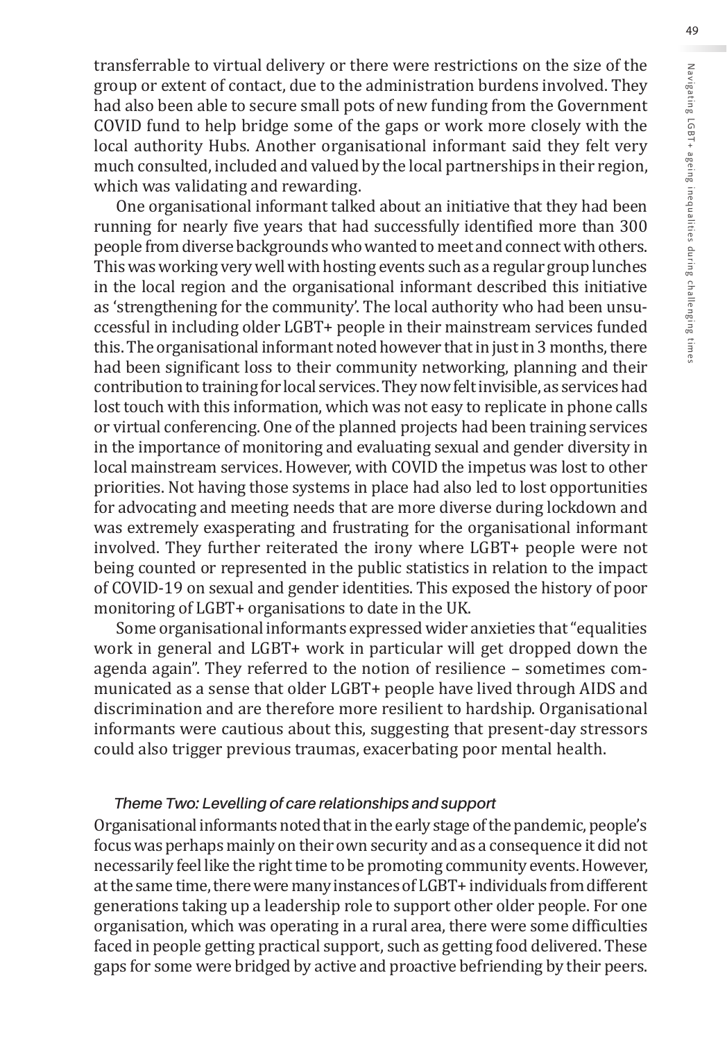transferrable to virtual delivery or there were restrictions on the size of the group or extent of contact, due to the administration burdens involved. They had also been able to secure small pots of new funding from the Government COVID fund to help bridge some of the gaps or work more closely with the local authority Hubs. Another organisational informant said they felt very much consulted, included and valued by the local partnerships in their region, which was validating and rewarding.

One organisational informant talked about an initiative that they had been running for nearly five years that had successfully identified more than 300 people from diverse backgrounds who wanted to meet and connect with others. This was working very well with hosting events such as a regular group lunches in the local region and the organisational informant described this initiative as 'strengthening for the community'. The local authority who had been unsuccessful in including older LGBT+ people in their mainstream services funded this. The organisational informant noted however that in just in 3 months, there had been significant loss to their community networking, planning and their contribution to training for local services. They now felt invisible, as services had lost touch with this information, which was not easy to replicate in phone calls or virtual conferencing. One of the planned projects had been training services in the importance of monitoring and evaluating sexual and gender diversity in local mainstream services. However, with COVID the impetus was lost to other priorities. Not having those systems in place had also led to lost opportunities for advocating and meeting needs that are more diverse during lockdown and was extremely exasperating and frustrating for the organisational informant involved. They further reiterated the irony where LGBT+ people were not being counted or represented in the public statistics in relation to the impact of COVID-19 on sexual and gender identities. This exposed the history of poor monitoring of LGBT+ organisations to date in the UK.

Some organisational informants expressed wider anxieties that "equalities work in general and LGBT+ work in particular will get dropped down the agenda again". They referred to the notion of resilience – sometimes communicated as a sense that older LGBT+ people have lived through AIDS and discrimination and are therefore more resilient to hardship. Organisational informants were cautious about this, suggesting that present-day stressors could also trigger previous traumas, exacerbating poor mental health.

### *Theme Two: Levelling of care relationships and support*

Organisational informants noted that in the early stage of the pandemic, people's focus was perhaps mainly on their own security and as a consequence it did not necessarily feel like the right time to be promoting community events. However, at the same time, there were many instances of LGBT+ individuals from different generations taking up a leadership role to support other older people. For one organisation, which was operating in a rural area, there were some difficulties faced in people getting practical support, such as getting food delivered. These gaps for some were bridged by active and proactive befriending by their peers.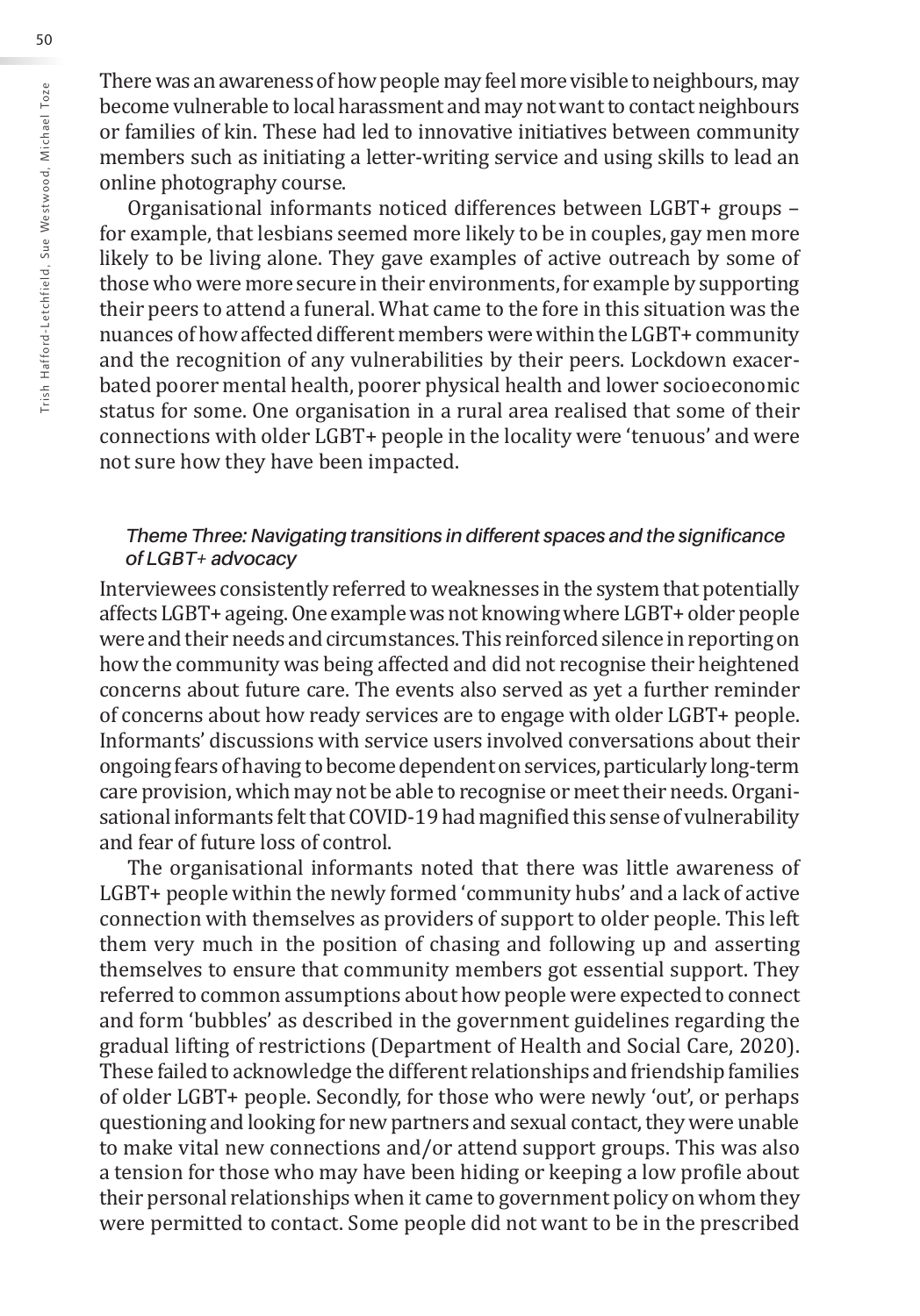There was an awareness of how people may feel more visible to neighbours, may become vulnerable to local harassment and may not want to contact neighbours or families of kin. These had led to innovative initiatives between community members such as initiating a letter-writing service and using skills to lead an online photography course.

Organisational informants noticed differences between LGBT+ groups – for example, that lesbians seemed more likely to be in couples, gay men more likely to be living alone. They gave examples of active outreach by some of those who were more secure in their environments, for example by supporting their peers to attend a funeral. What came to the fore in this situation was the nuances of how affected different members were within the LGBT+ community and the recognition of any vulnerabilities by their peers. Lockdown exacerbated poorer mental health, poorer physical health and lower socioeconomic status for some. One organisation in a rural area realised that some of their connections with older LGBT+ people in the locality were 'tenuous' and were not sure how they have been impacted.

### *Theme Three: Navigating transitions in different spaces and the significance of LGBT+ advocacy*

Interviewees consistently referred to weaknesses in the system that potentially affects LGBT+ ageing. One example was not knowing where LGBT+ older people were and their needs and circumstances. This reinforced silence in reporting on how the community was being affected and did not recognise their heightened concerns about future care. The events also served as yet a further reminder of concerns about how ready services are to engage with older LGBT+ people. Informants' discussions with service users involved conversations about their ongoing fears of having to become dependent on services, particularly long-term care provision, which may not be able to recognise or meet their needs. Organisational informants felt that COVID-19 had magnified this sense of vulnerability and fear of future loss of control.

The organisational informants noted that there was little awareness of LGBT+ people within the newly formed 'community hubs' and a lack of active connection with themselves as providers of support to older people. This left them very much in the position of chasing and following up and asserting themselves to ensure that community members got essential support. They referred to common assumptions about how people were expected to connect and form 'bubbles' as described in the government guidelines regarding the gradual lifting of restrictions (Department of Health and Social Care, 2020). These failed to acknowledge the different relationships and friendship families of older LGBT+ people. Secondly, for those who were newly 'out', or perhaps questioning and looking for new partners and sexual contact, they were unable to make vital new connections and/or attend support groups. This was also a tension for those who may have been hiding or keeping a low profile about their personal relationships when it came to government policy on whom they were permitted to contact. Some people did not want to be in the prescribed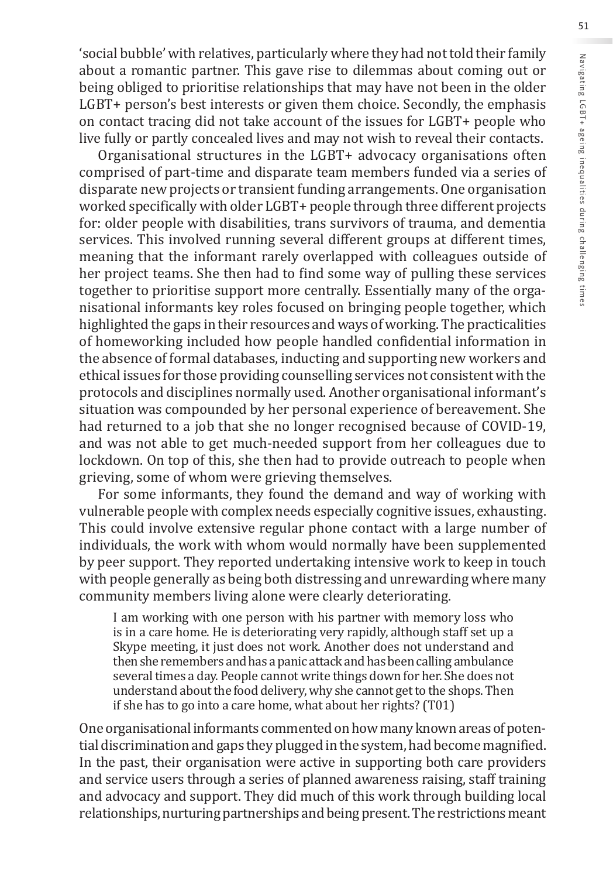'social bubble' with relatives, particularly where they had not told their family about a romantic partner. This gave rise to dilemmas about coming out or being obliged to prioritise relationships that may have not been in the older LGBT+ person's best interests or given them choice. Secondly, the emphasis on contact tracing did not take account of the issues for LGBT+ people who live fully or partly concealed lives and may not wish to reveal their contacts.

Organisational structures in the LGBT+ advocacy organisations often comprised of part-time and disparate team members funded via a series of disparate new projects or transient funding arrangements. One organisation worked specifically with older LGBT+ people through three different projects for: older people with disabilities, trans survivors of trauma, and dementia services. This involved running several different groups at different times, meaning that the informant rarely overlapped with colleagues outside of her project teams. She then had to find some way of pulling these services together to prioritise support more centrally. Essentially many of the organisational informants key roles focused on bringing people together, which highlighted the gaps in their resources and ways of working. The practicalities of homeworking included how people handled confidential information in the absence of formal databases, inducting and supporting new workers and ethical issues for those providing counselling services not consistent with the protocols and disciplines normally used. Another organisational informant's situation was compounded by her personal experience of bereavement. She had returned to a job that she no longer recognised because of COVID-19, and was not able to get much-needed support from her colleagues due to lockdown. On top of this, she then had to provide outreach to people when grieving, some of whom were grieving themselves.

For some informants, they found the demand and way of working with vulnerable people with complex needs especially cognitive issues, exhausting. This could involve extensive regular phone contact with a large number of individuals, the work with whom would normally have been supplemented by peer support. They reported undertaking intensive work to keep in touch with people generally as being both distressing and unrewarding where many community members living alone were clearly deteriorating.

> I am working with one person with his partner with memory loss who is in a care home. He is deteriorating very rapidly, although staff set up a Skype meeting, it just does not work. Another does not understand and then she remembers and has a panic attack and has been calling ambulance several times a day. People cannot write things down for her. She does not understand about the food delivery, why she cannot get to the shops. Then if she has to go into a care home, what about her rights? (T01)

One organisational informants commented on how many known areas of potential discrimination and gaps they plugged in the system, had become magnified. In the past, their organisation were active in supporting both care providers and service users through a series of planned awareness raising, staff training and advocacy and support. They did much of this work through building local relationships, nurturing partnerships and being present. The restrictions meant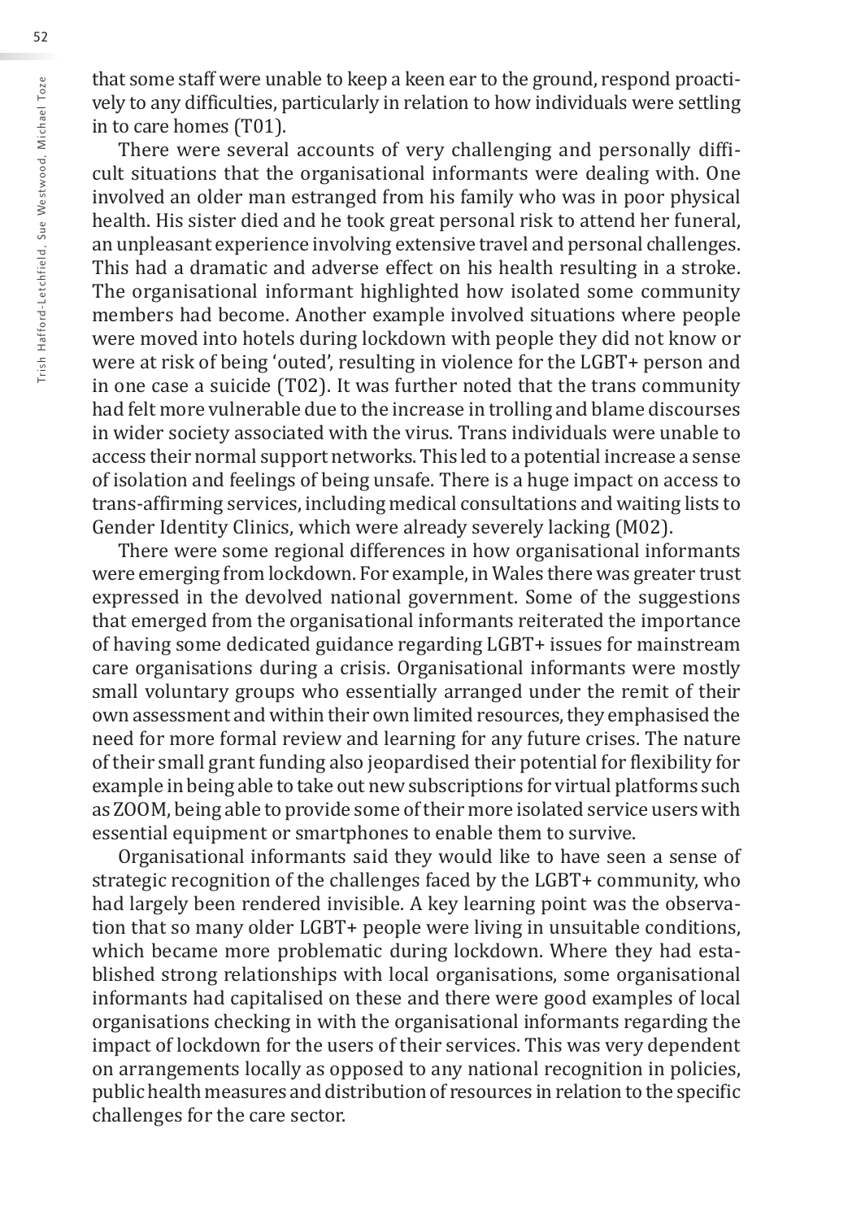that some staff were unable to keep a keen ear to the ground, respond proactively to any difficulties, particularly in relation to how individuals were settling in to care homes (T01).

There were several accounts of very challenging and personally difficult situations that the organisational informants were dealing with. One involved an older man estranged from his family who was in poor physical health. His sister died and he took great personal risk to attend her funeral, an unpleasant experience involving extensive travel and personal challenges. This had a dramatic and adverse effect on his health resulting in a stroke. The organisational informant highlighted how isolated some community members had become. Another example involved situations where people were moved into hotels during lockdown with people they did not know or were at risk of being 'outed', resulting in violence for the LGBT+ person and in one case a suicide (T02). It was further noted that the trans community had felt more vulnerable due to the increase in trolling and blame discourses in wider society associated with the virus. Trans individuals were unable to access their normal support networks. This led to a potential increase a sense of isolation and feelings of being unsafe. There is a huge impact on access to trans-affirming services, including medical consultations and waiting lists to Gender Identity Clinics, which were already severely lacking (M02).

There were some regional differences in how organisational informants were emerging from lockdown. For example, in Wales there was greater trust expressed in the devolved national government. Some of the suggestions that emerged from the organisational informants reiterated the importance of having some dedicated guidance regarding LGBT+ issues for mainstream care organisations during a crisis. Organisational informants were mostly small voluntary groups who essentially arranged under the remit of their own assessment and within their own limited resources, they emphasised the need for more formal review and learning for any future crises. The nature of their small grant funding also jeopardised their potential for flexibility for example in being able to take out new subscriptions for virtual platforms such as ZOOM, being able to provide some of their more isolated service users with essential equipment or smartphones to enable them to survive.

Organisational informants said they would like to have seen a sense of strategic recognition of the challenges faced by the LGBT+ community, who had largely been rendered invisible. A key learning point was the observation that so many older LGBT+ people were living in unsuitable conditions, which became more problematic during lockdown. Where they had established strong relationships with local organisations, some organisational informants had capitalised on these and there were good examples of local organisations checking in with the organisational informants regarding the impact of lockdown for the users of their services. This was very dependent on arrangements locally as opposed to any national recognition in policies, public health measures and distribution of resources in relation to the specific challenges for the care sector.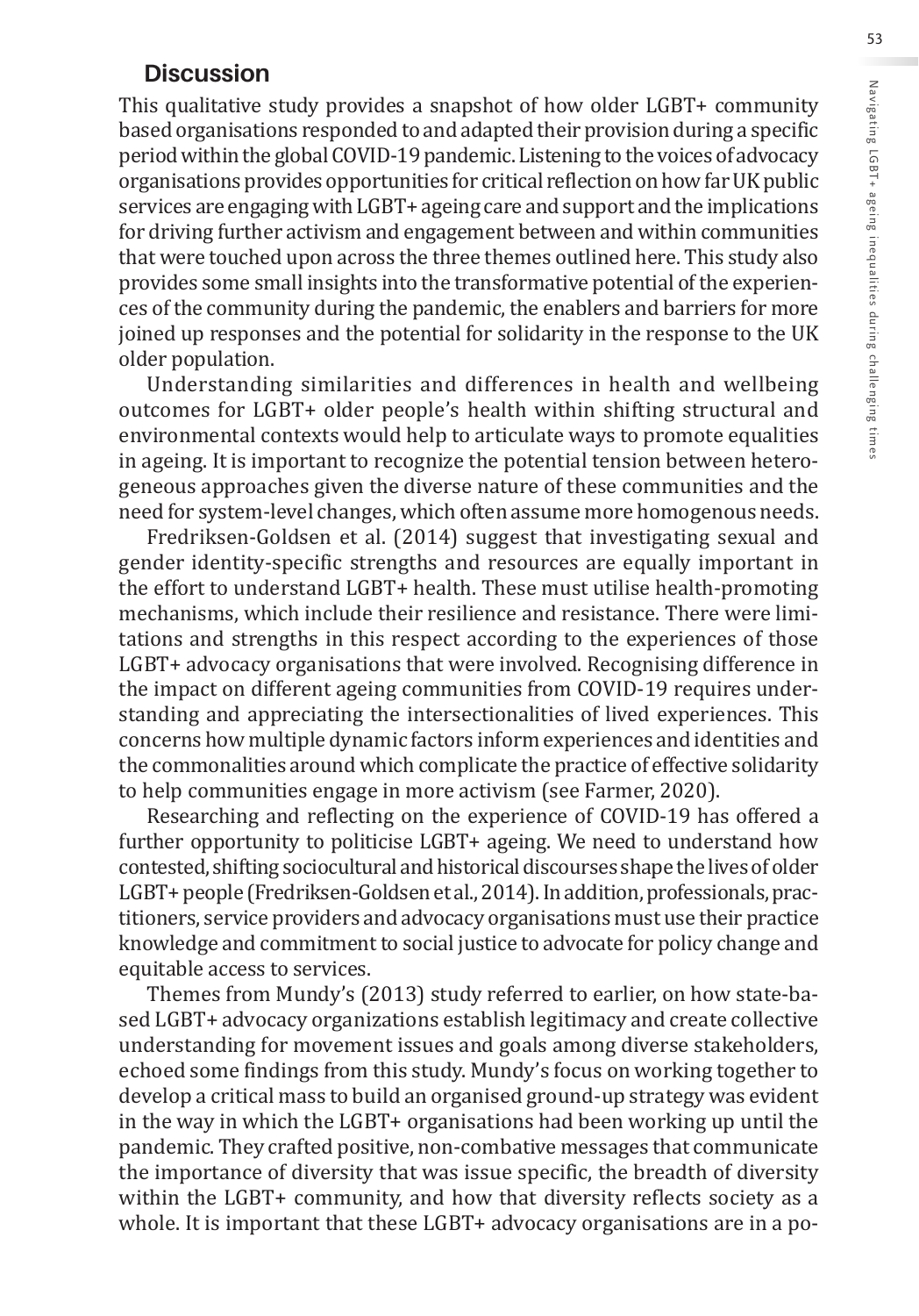## Discussion

This qualitative study provides a snapshot of how older LGBT+ community based organisations responded to and adapted their provision during a specific period within the global COVID-19 pandemic. Listening to the voices of advocacy organisations provides opportunities for critical reflection on how far UK public services are engaging with LGBT+ ageing care and support and the implications for driving further activism and engagement between and within communities that were touched upon across the three themes outlined here. This study also provides some small insights into the transformative potential of the experiences of the community during the pandemic, the enablers and barriers for more joined up responses and the potential for solidarity in the response to the UK older population.

Understanding similarities and differences in health and wellbeing outcomes for LGBT+ older people's health within shifting structural and environmental contexts would help to articulate ways to promote equalities in ageing. It is important to recognize the potential tension between heterogeneous approaches given the diverse nature of these communities and the need for system-level changes, which often assume more homogenous needs.

Fredriksen-Goldsen et al. (2014) suggest that investigating sexual and gender identity-specific strengths and resources are equally important in the effort to understand LGBT+ health. These must utilise health-promoting mechanisms, which include their resilience and resistance. There were limitations and strengths in this respect according to the experiences of those LGBT+ advocacy organisations that were involved. Recognising difference in the impact on different ageing communities from COVID-19 requires understanding and appreciating the intersectionalities of lived experiences. This concerns how multiple dynamic factors inform experiences and identities and the commonalities around which complicate the practice of effective solidarity to help communities engage in more activism (see Farmer, 2020).

Researching and reflecting on the experience of COVID-19 has offered a further opportunity to politicise LGBT+ ageing. We need to understand how contested, shifting sociocultural and historical discourses shape the lives of older LGBT+ people (Fredriksen-Goldsen et al., 2014). In addition, professionals, practitioners, service providers and advocacy organisations must use their practice knowledge and commitment to social justice to advocate for policy change and equitable access to services.

Themes from Mundy's (2013) study referred to earlier, on how state-based LGBT+ advocacy organizations establish legitimacy and create collective understanding for movement issues and goals among diverse stakeholders, echoed some findings from this study. Mundy's focus on working together to develop a critical mass to build an organised ground-up strategy was evident in the way in which the LGBT+ organisations had been working up until the pandemic. They crafted positive, non-combative messages that communicate the importance of diversity that was issue specific, the breadth of diversity within the LGBT+ community, and how that diversity reflects society as a whole. It is important that these LGBT+ advocacy organisations are in a po-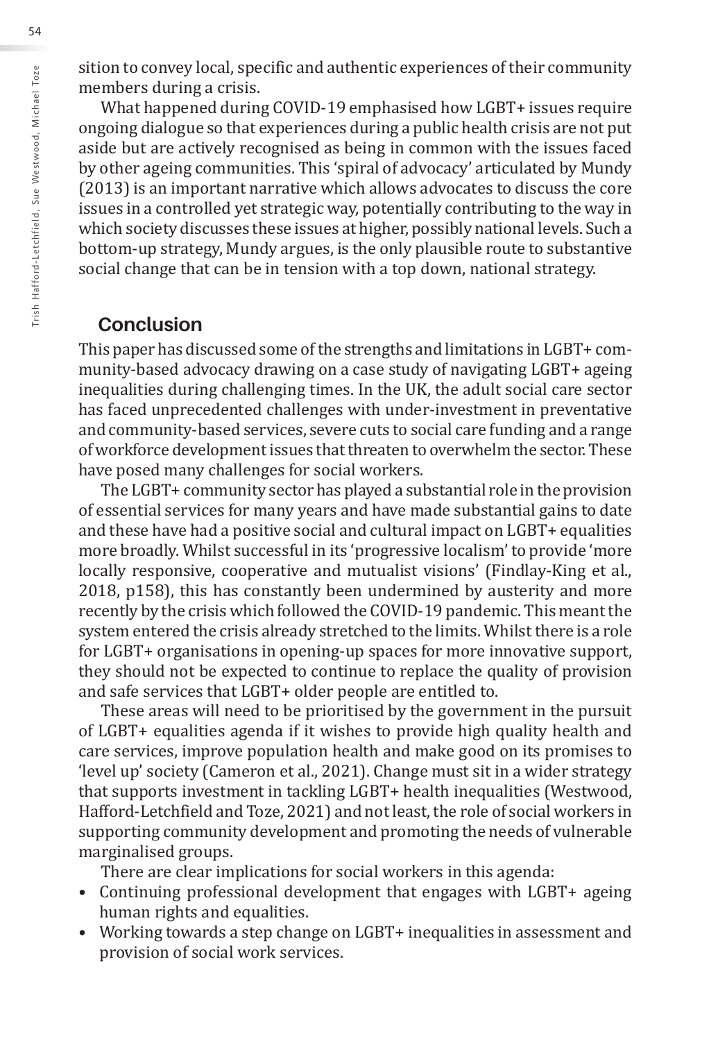sition to convey local, specific and authentic experiences of their community members during a crisis.

What happened during COVID-19 emphasised how LGBT+ issues require ongoing dialogue so that experiences during a public health crisis are not put aside but are actively recognised as being in common with the issues faced by other ageing communities. This 'spiral of advocacy' articulated by Mundy (2013) is an important narrative which allows advocates to discuss the core issues in a controlled yet strategic way, potentially contributing to the way in which society discusses these issues at higher, possibly national levels. Such a bottom-up strategy, Mundy argues, is the only plausible route to substantive social change that can be in tension with a top down, national strategy.

## Conclusion

This paper has discussed some of the strengths and limitations in LGBT+ community-based advocacy drawing on a case study of navigating LGBT+ ageing inequalities during challenging times. In the UK, the adult social care sector has faced unprecedented challenges with under-investment in preventative and community-based services, severe cuts to social care funding and a range of workforce development issues that threaten to overwhelm the sector. These have posed many challenges for social workers.

The LGBT+ community sector has played a substantial role in the provision of essential services for many years and have made substantial gains to date and these have had a positive social and cultural impact on LGBT+ equalities more broadly. Whilst successful in its 'progressive localism' to provide 'more locally responsive, cooperative and mutualist visions' (Findlay-King et al., 2018, p158), this has constantly been undermined by austerity and more recently by the crisis which followed the COVID-19 pandemic. This meant the system entered the crisis already stretched to the limits. Whilst there is a role for LGBT+ organisations in opening-up spaces for more innovative support, they should not be expected to continue to replace the quality of provision and safe services that LGBT+ older people are entitled to.

These areas will need to be prioritised by the government in the pursuit of LGBT+ equalities agenda if it wishes to provide high quality health and care services, improve population health and make good on its promises to 'level up' society (Cameron et al., 2021). Change must sit in a wider strategy that supports investment in tackling LGBT+ health inequalities (Westwood, Hafford-Letchfield and Toze, 2021) and not least, the role of social workers in supporting community development and promoting the needs of vulnerable marginalised groups.

There are clear implications for social workers in this agenda:

- Continuing professional development that engages with LGBT+ ageing human rights and equalities.
- Working towards a step change on LGBT+ inequalities in assessment and provision of social work services.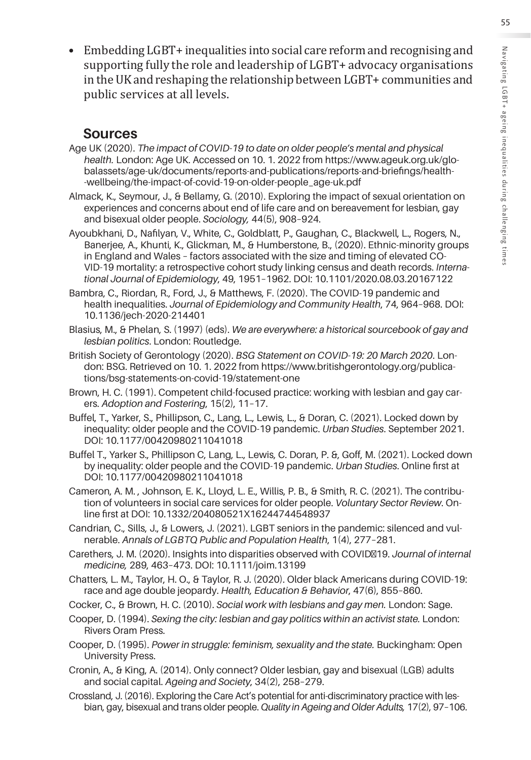- Embedding LGBT+ inequalities into social care reform and recognising and supporting fully the role and leadership of LGBT+ advocacy organisations in the UK and reshaping the relationship between LGBT+ communities and public services at all levels.

## Sources

Age UK (2020). *The impact of COVID-19 to date on older people's mental and physical health.* London: Age UK. Accessed on 10. 1. 2022 from https://www.ageuk.org.uk/globalassets/age-uk/documents/reports-and-publications/reports-and-briefings/health--wellbeing/the-impact-of-covid-19-on-older-people_age-uk.pdf

Almack, K., Seymour, J., & Bellamy, G. (2010). Exploring the impact of sexual orientation on experiences and concerns about end of life care and on bereavement for lesbian, gay and bisexual older people. *Sociology,* 44(5), 908–924.

Ayoubkhani, D., Nafilyan, V., White, C., Goldblatt, P., Gaughan, C., Blackwell, L., Rogers, N., Banerjee, A., Khunti, K., Glickman, M., & Humberstone, B., (2020). Ethnic-minority groups in England and Wales – factors associated with the size and timing of elevated COVID-19 mortality: a retrospective cohort study linking census and death records. *International Journal of Epidemiology*, 49, 1951–1962. DOI: 10.1101/2020.08.03.20167122

Bambra, C., Riordan, R., Ford, J., & Matthews, F. (2020). The COVID-19 pandemic and health inequalities. *Journal of Epidemiology and Community Health*, 74, 964–968. DOI: 10.1136/jech-2020-214401

Blasius, M., & Phelan, S. (1997) (eds). *We are everywhere: a historical sourcebook of gay and lesbian politics*. London: Routledge.

British Society of Gerontology (2020). *BSG Statement on COVID-19: 20 March 2020*. London: BSG. Retrieved on 10. 1. 2022 from https://www.britishgerontology.org/publications/bsg-statements-on-covid-19/statement-one

Brown, H. C. (1991). Competent child-focused practice: working with lesbian and gay carers. *Adoption and Fostering*, 15(2), 11–17.

Buffel, T., Yarker, S., Phillipson, C., Lang, L., Lewis, L., & Doran, C. (2021). Locked down by inequality: older people and the COVID-19 pandemic. *Urban Studies*. September 2021. DOI: 10.1177/00420980211041018

Buffel T., Yarker S., Phillipson C, Lang, L., Lewis, C. Doran, P. &, Goff, M. (2021). Locked down by inequality: older people and the COVID-19 pandemic. *Urban Studies*. Online first at DOI: 10.1177/00420980211041018

Cameron, A. M. , Johnson, E. K., Lloyd, L. E., Willis, P. B., & Smith, R. C. (2021). The contribution of volunteers in social care services for older people. *Voluntary Sector Review*. Online first at DOI: 10.1332/204080521X16244744548937

Candrian, C., Sills, J., & Lowers, J. (2021). LGBT seniors in the pandemic: silenced and vulnerable. *Annals of LGBTQ Public and Population Health*, 1(4), 277–281.

Carethers, J. M. (2020). Insights into disparities observed with COVID‐19. *Journal of internal medicine,* 289, 463–473. DOI: 10.1111/joim.13199

Chatters, L. M., Taylor, H. O., & Taylor, R. J. (2020). Older black Americans during COVID-19: race and age double jeopardy. *Health, Education & Behavior*, 47(6), 855–860.

Cocker, C., & Brown, H. C. (2010). *Social work with lesbians and gay men.* London: Sage.

Cooper, D. (1994). *Sexing the city: lesbian and gay politics within an activist state.* London: Rivers Oram Press.

Cooper, D. (1995). *Power in struggle: feminism, sexuality and the state.* Buckingham: Open University Press.

Cronin, A., & King, A. (2014). Only connect? Older lesbian, gay and bisexual (LGB) adults and social capital. *Ageing and Society*, 34(2), 258–279.

Crossland, J. (2016). Exploring the Care Act's potential for anti-discriminatory practice with lesbian, gay, bisexual and trans older people. *Quality in Ageing and Older Adults,* 17(2), 97–106.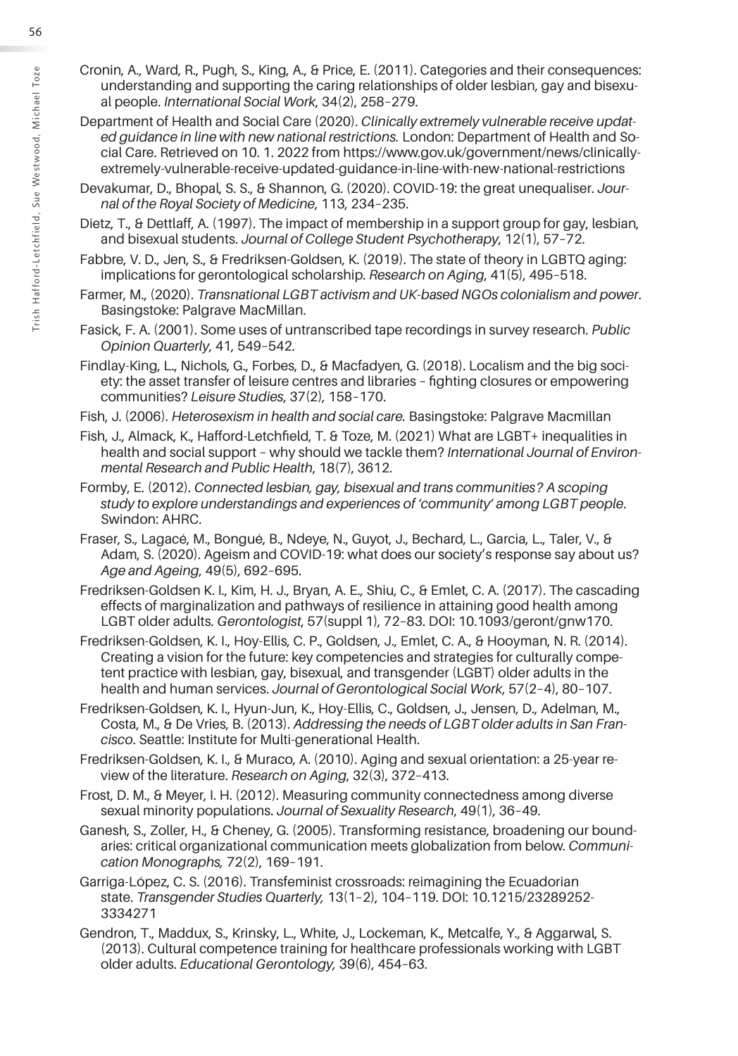Cronin, A., Ward, R., Pugh, S., King, A., & Price, E. (2011). Categories and their consequences: understanding and supporting the caring relationships of older lesbian, gay and bisexual people. *International Social Work*, 34(2), 258–279.

Department of Health and Social Care (2020). *Clinically extremely vulnerable receive updated guidance in line with new national restrictions.* London: Department of Health and Social Care. Retrieved on 10. 1. 2022 from https://www.gov.uk/government/news/clinically-extremely-vulnerable-receive-updated-guidance-in-line-with-new-national-restrictions

Devakumar, D., Bhopal, S. S., & Shannon, G. (2020). COVID-19: the great unequaliser. *Journal of the Royal Society of Medicine*, 113, 234–235.

Dietz, T., & Dettlaff, A. (1997). The impact of membership in a support group for gay, lesbian, and bisexual students. *Journal of College Student Psychotherapy*, 12(1), 57–72.

Fabbre, V. D., Jen, S., & Fredriksen-Goldsen, K. (2019). The state of theory in LGBTQ aging: implications for gerontological scholarship. *Research on Aging*, 41(5), 495–518.

Farmer, M., (2020). *Transnational LGBT activism and UK-based NGOs colonialism and power*. Basingstoke: Palgrave MacMillan.

Fasick, F. A. (2001). Some uses of untranscribed tape recordings in survey research. *Public Opinion Quarterly*, 41, 549–542.

Findlay-King, L., Nichols, G., Forbes, D., & Macfadyen, G. (2018). Localism and the big society: the asset transfer of leisure centres and libraries – fighting closures or empowering communities? *Leisure Studies*, 37(2), 158–170.

Fish, J. (2006). *Heterosexism in health and social care.* Basingstoke: Palgrave Macmillan

Fish, J., Almack, K., Hafford-Letchfield, T. & Toze, M. (2021) What are LGBT+ inequalities in health and social support – why should we tackle them? *International Journal of Environmental Research and Public Health*, 18(7), 3612.

Formby, E. (2012). *Connected lesbian, gay, bisexual and trans communities? A scoping study to explore understandings and experiences of 'community' among LGBT people*. Swindon: AHRC.

Fraser, S., Lagacé, M., Bongué, B., Ndeye, N., Guyot, J., Bechard, L., Garcia, L., Taler, V., & Adam, S. (2020). Ageism and COVID-19: what does our society's response say about us? *Age and Ageing*, 49(5), 692–695.

Fredriksen-Goldsen K. I., Kim, H. J., Bryan, A. E., Shiu, C., & Emlet, C. A. (2017). The cascading effects of marginalization and pathways of resilience in attaining good health among LGBT older adults. *Gerontologist*, 57(suppl 1), 72–83. DOI: 10.1093/geront/gnw170.

Fredriksen-Goldsen, K. I., Hoy-Ellis, C. P., Goldsen, J., Emlet, C. A., & Hooyman, N. R. (2014). Creating a vision for the future: key competencies and strategies for culturally competent practice with lesbian, gay, bisexual, and transgender (LGBT) older adults in the health and human services. *Journal of Gerontological Social Work*, 57(2–4), 80–107.

Fredriksen-Goldsen, K. I., Hyun-Jun, K., Hoy-Ellis, C., Goldsen, J., Jensen, D., Adelman, M., Costa, M., & De Vries, B. (2013). *Addressing the needs of LGBT older adults in San Francisco*. Seattle: Institute for Multi-generational Health.

Fredriksen-Goldsen, K. I., & Muraco, A. (2010). Aging and sexual orientation: a 25-year review of the literature. *Research on Aging*, 32(3), 372–413.

Frost, D. M., & Meyer, I. H. (2012). Measuring community connectedness among diverse sexual minority populations. *Journal of Sexuality Research*, 49(1), 36–49.

Ganesh, S., Zoller, H., & Cheney, G. (2005). Transforming resistance, broadening our boundaries: critical organizational communication meets globalization from below. *Communication Monographs,* 72(2), 169–191.

Garriga-López, C. S. (2016). Transfeminist crossroads: reimagining the Ecuadorian state. *Transgender Studies Quarterly,* 13(1–2), 104–119. DOI: 10.1215/23289252-3334271

Gendron, T., Maddux, S., Krinsky, L., White, J., Lockeman, K., Metcalfe, Y., & Aggarwal, S. (2013). Cultural competence training for healthcare professionals working with LGBT older adults. *Educational Gerontology,* 39(6), 454–63.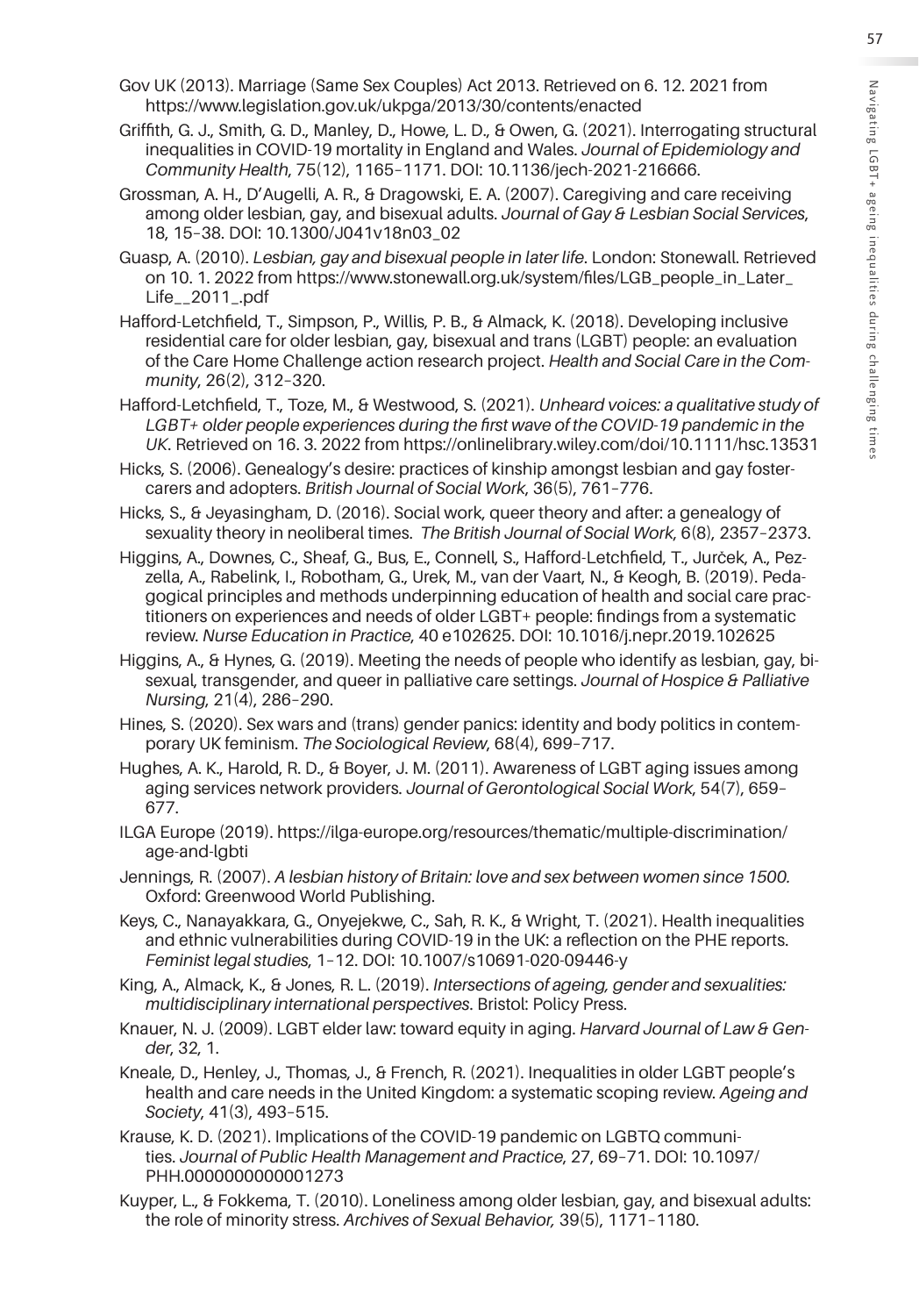Gov UK (2013). Marriage (Same Sex Couples) Act 2013. Retrieved on 6. 12. 2021 from https://www.legislation.gov.uk/ukpga/2013/30/contents/enacted

Griffith, G. J., Smith, G. D., Manley, D., Howe, L. D., & Owen, G. (2021). Interrogating structural inequalities in COVID-19 mortality in England and Wales. *Journal of Epidemiology and Community Health*, 75(12), 1165–1171. DOI: 10.1136/jech-2021-216666.

Grossman, A. H., D'Augelli, A. R., & Dragowski, E. A. (2007). Caregiving and care receiving among older lesbian, gay, and bisexual adults. *Journal of Gay & Lesbian Social Services*, 18, 15–38. DOI: 10.1300/J041v18n03_02

Guasp, A. (2010). *Lesbian, gay and bisexual people in later life*. London: Stonewall. Retrieved on 10. 1. 2022 from https://www.stonewall.org.uk/system/files/LGB_people_in_Later_Life__2011_.pdf

Hafford-Letchfield, T., Simpson, P., Willis, P. B., & Almack, K. (2018). Developing inclusive residential care for older lesbian, gay, bisexual and trans (LGBT) people: an evaluation of the Care Home Challenge action research project. *Health and Social Care in the Community*, 26(2), 312–320.

Hafford-Letchfield, T., Toze, M., & Westwood, S. (2021). *Unheard voices: a qualitative study of LGBT+ older people experiences during the first wave of the COVID-19 pandemic in the UK*. Retrieved on 16. 3. 2022 from https://onlinelibrary.wiley.com/doi/10.1111/hsc.13531

Hicks, S. (2006). Genealogy's desire: practices of kinship amongst lesbian and gay foster-carers and adopters. *British Journal of Social Work*, 36(5), 761–776.

Hicks, S., & Jeyasingham, D. (2016). Social work, queer theory and after: a genealogy of sexuality theory in neoliberal times. *The British Journal of Social Work*, 6(8), 2357–2373.

Higgins, A., Downes, C., Sheaf, G., Bus, E., Connell, S., Hafford-Letchfield, T., Jurček, A., Pezzella, A., Rabelink, I., Robotham, G., Urek, M., van der Vaart, N., & Keogh, B. (2019). Pedagogical principles and methods underpinning education of health and social care practitioners on experiences and needs of older LGBT+ people: findings from a systematic review. *Nurse Education in Practice*, 40 e102625. DOI: 10.1016/j.nepr.2019.102625

Higgins, A., & Hynes, G. (2019). Meeting the needs of people who identify as lesbian, gay, bisexual, transgender, and queer in palliative care settings. *Journal of Hospice & Palliative Nursing*, 21(4), 286–290.

Hines, S. (2020). Sex wars and (trans) gender panics: identity and body politics in contemporary UK feminism. *The Sociological Review*, 68(4), 699–717.

Hughes, A. K., Harold, R. D., & Boyer, J. M. (2011). Awareness of LGBT aging issues among aging services network providers. *Journal of Gerontological Social Work*, 54(7), 659–677.

ILGA Europe (2019). https://ilga-europe.org/resources/thematic/multiple-discrimination/age-and-lgbti

Jennings, R. (2007). *A lesbian history of Britain: love and sex between women since 1500.* Oxford: Greenwood World Publishing.

Keys, C., Nanayakkara, G., Onyejekwe, C., Sah, R. K., & Wright, T. (2021). Health inequalities and ethnic vulnerabilities during COVID-19 in the UK: a reflection on the PHE reports. *Feminist legal studies*, 1–12. DOI: 10.1007/s10691-020-09446-y

King, A., Almack, K., & Jones, R. L. (2019). *Intersections of ageing, gender and sexualities: multidisciplinary international perspectives*. Bristol: Policy Press.

Knauer, N. J. (2009). LGBT elder law: toward equity in aging. *Harvard Journal of Law & Gender*, 32, 1.

Kneale, D., Henley, J., Thomas, J., & French, R. (2021). Inequalities in older LGBT people's health and care needs in the United Kingdom: a systematic scoping review. *Ageing and Society*, 41(3), 493–515.

Krause, K. D. (2021). Implications of the COVID-19 pandemic on LGBTQ communities. *Journal of Public Health Management and Practice*, 27, 69–71. DOI: 10.1097/PHH.0000000000001273

Kuyper, L., & Fokkema, T. (2010). Loneliness among older lesbian, gay, and bisexual adults: the role of minority stress. *Archives of Sexual Behavior,* 39(5), 1171–1180.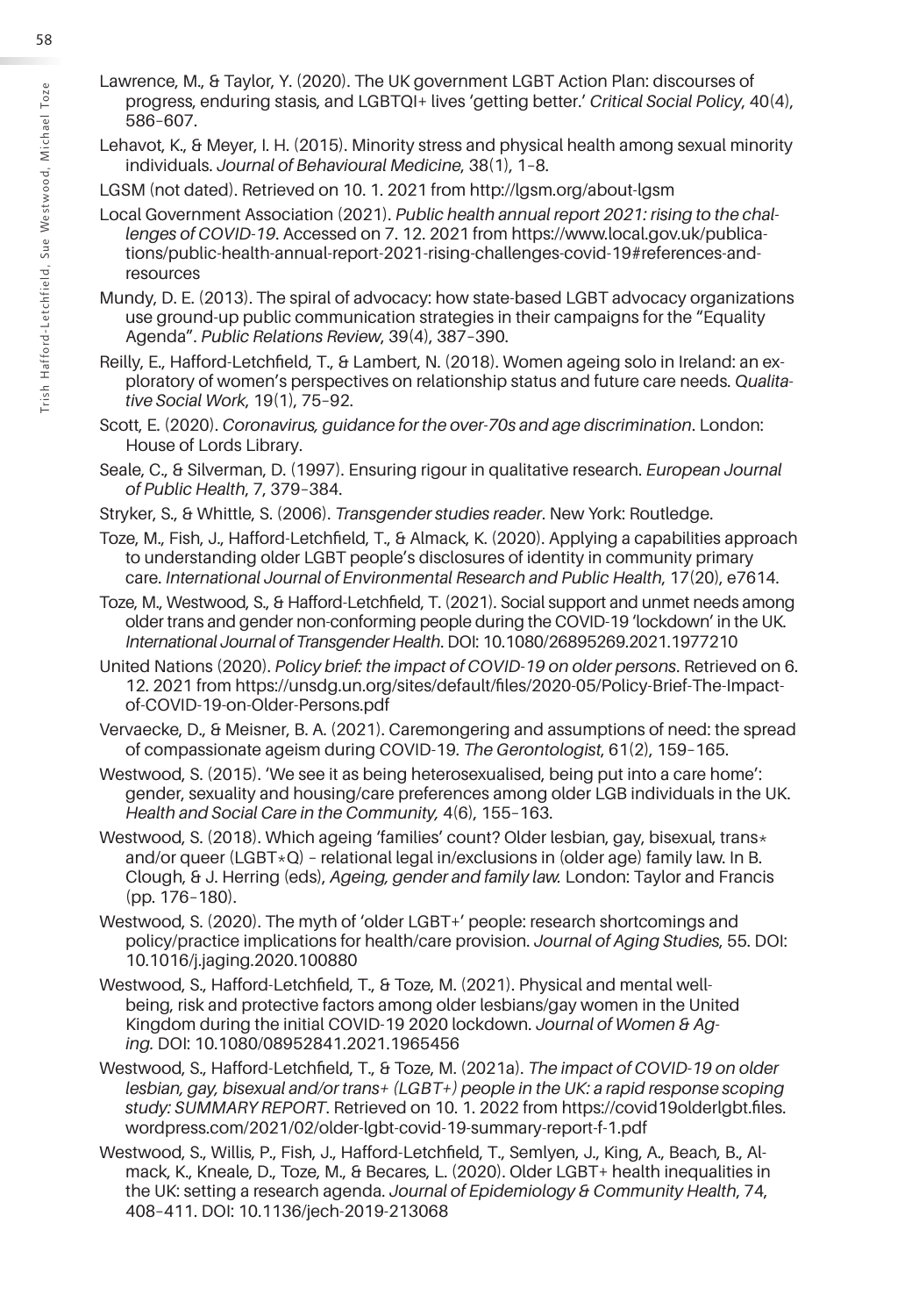Lawrence, M., & Taylor, Y. (2020). The UK government LGBT Action Plan: discourses of progress, enduring stasis, and LGBTQI+ lives 'getting better.' *Critical Social Policy*, 40(4), 586–607.

Lehavot, K., & Meyer, I. H. (2015). Minority stress and physical health among sexual minority individuals. *Journal of Behavioural Medicine*, 38(1), 1–8.

LGSM (not dated). Retrieved on 10. 1. 2021 from http://lgsm.org/about-lgsm

Local Government Association (2021). *Public health annual report 2021: rising to the challenges of COVID-19*. Accessed on 7. 12. 2021 from https://www.local.gov.uk/publications/public-health-annual-report-2021-rising-challenges-covid-19#references-and-resources

Mundy, D. E. (2013). The spiral of advocacy: how state-based LGBT advocacy organizations use ground-up public communication strategies in their campaigns for the "Equality Agenda". *Public Relations Review*, 39(4), 387–390.

Reilly, E., Hafford-Letchfield, T., & Lambert, N. (2018). Women ageing solo in Ireland: an exploratory of women's perspectives on relationship status and future care needs. *Qualitative Social Work*, 19(1), 75–92.

Scott, E. (2020). *Coronavirus, guidance for the over-70s and age discrimination*. London: House of Lords Library.

Seale, C., & Silverman, D. (1997). Ensuring rigour in qualitative research. *European Journal of Public Health*, 7, 379–384.

Stryker, S., & Whittle, S. (2006). *Transgender studies reader*. New York: Routledge.

Toze, M., Fish, J., Hafford-Letchfield, T., & Almack, K. (2020). Applying a capabilities approach to understanding older LGBT people's disclosures of identity in community primary care. *International Journal of Environmental Research and Public Health*, 17(20), e7614.

Toze, M., Westwood, S., & Hafford-Letchfield, T. (2021). Social support and unmet needs among older trans and gender non-conforming people during the COVID-19 'lockdown' in the UK. *International Journal of Transgender Health*. DOI: 10.1080/26895269.2021.1977210

United Nations (2020). *Policy brief: the impact of COVID-19 on older persons*. Retrieved on 6. 12. 2021 from https://unsdg.un.org/sites/default/files/2020-05/Policy-Brief-The-Impact-of-COVID-19-on-Older-Persons.pdf

Vervaecke, D., & Meisner, B. A. (2021). Caremongering and assumptions of need: the spread of compassionate ageism during COVID-19. *The Gerontologist*, 61(2), 159–165.

Westwood, S. (2015). 'We see it as being heterosexualised, being put into a care home': gender, sexuality and housing/care preferences among older LGB individuals in the UK. *Health and Social Care in the Community,* 4(6), 155–163.

Westwood, S. (2018). Which ageing 'families' count? Older lesbian, gay, bisexual, trans* and/or queer (LGBT*Q) – relational legal in/exclusions in (older age) family law. In B. Clough, & J. Herring (eds), *Ageing, gender and family law.* London: Taylor and Francis (pp. 176–180).

Westwood, S. (2020). The myth of 'older LGBT+' people: research shortcomings and policy/practice implications for health/care provision. *Journal of Aging Studies*, 55. DOI: 10.1016/j.jaging.2020.100880

Westwood, S., Hafford-Letchfield, T., & Toze, M. (2021). Physical and mental well-being, risk and protective factors among older lesbians/gay women in the United Kingdom during the initial COVID-19 2020 lockdown. *Journal of Women & Aging.* DOI: 10.1080/08952841.2021.1965456

Westwood, S., Hafford-Letchfield, T., & Toze, M. (2021a). *The impact of COVID-19 on older lesbian, gay, bisexual and/or trans+ (LGBT+) people in the UK: a rapid response scoping study: SUMMARY REPORT*. Retrieved on 10. 1. 2022 from https://covid19olderlgbt.files.wordpress.com/2021/02/older-lgbt-covid-19-summary-report-f-1.pdf

Westwood, S., Willis, P., Fish, J., Hafford-Letchfield, T., Semlyen, J., King, A., Beach, B., Almack, K., Kneale, D., Toze, M., & Becares, L. (2020). Older LGBT+ health inequalities in the UK: setting a research agenda. *Journal of Epidemiology & Community Health*, 74, 408–411. DOI: 10.1136/jech-2019-213068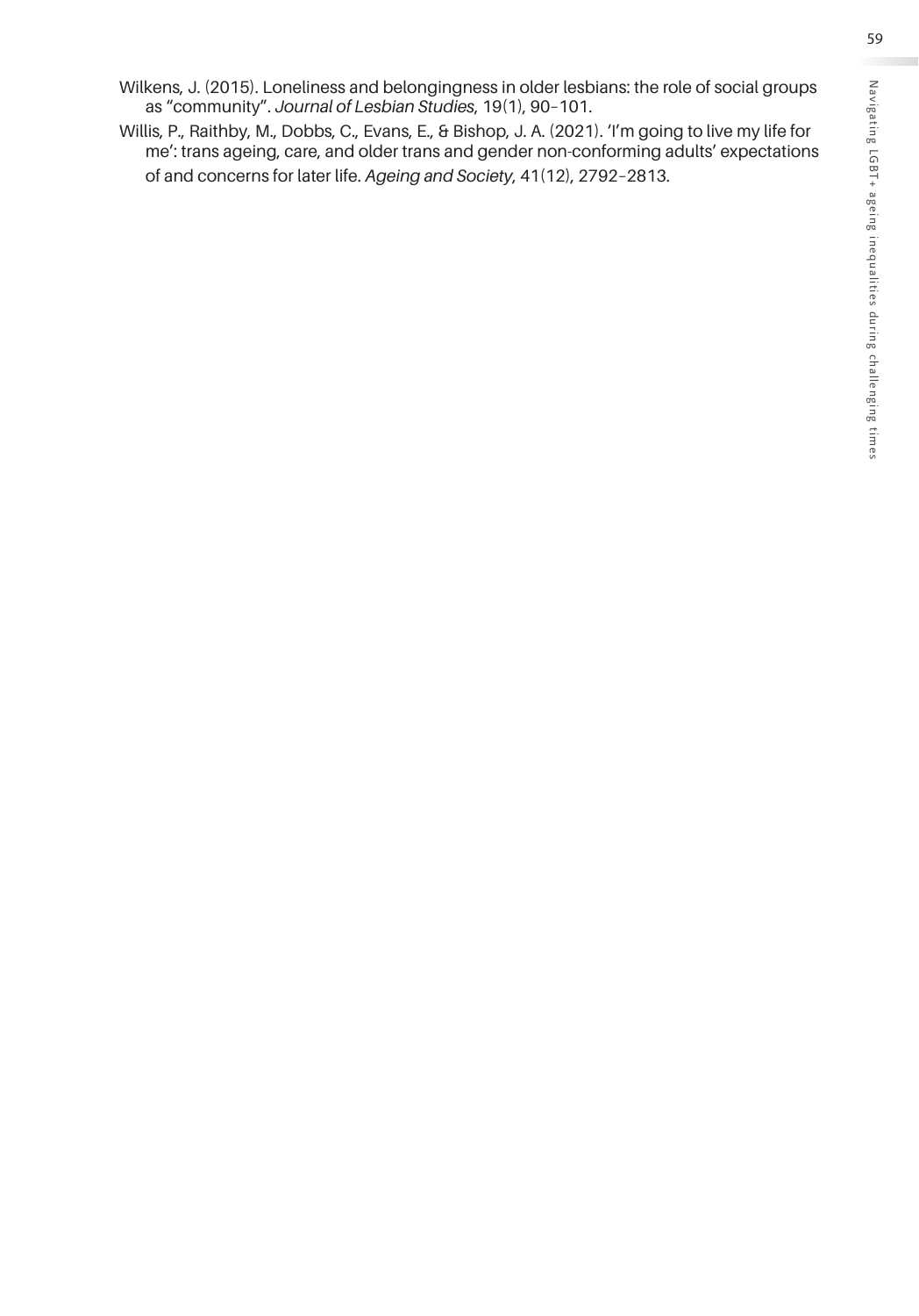Wilkens, J. (2015). Loneliness and belongingness in older lesbians: the role of social groups as "community". *Journal of Lesbian Studies*, 19(1), 90–101.

Willis, P., Raithby, M., Dobbs, C., Evans, E., & Bishop, J. A. (2021). 'I'm going to live my life for me': trans ageing, care, and older trans and gender non-conforming adults' expectations of and concerns for later life. *Ageing and Society*, 41(12), 2792–2813.